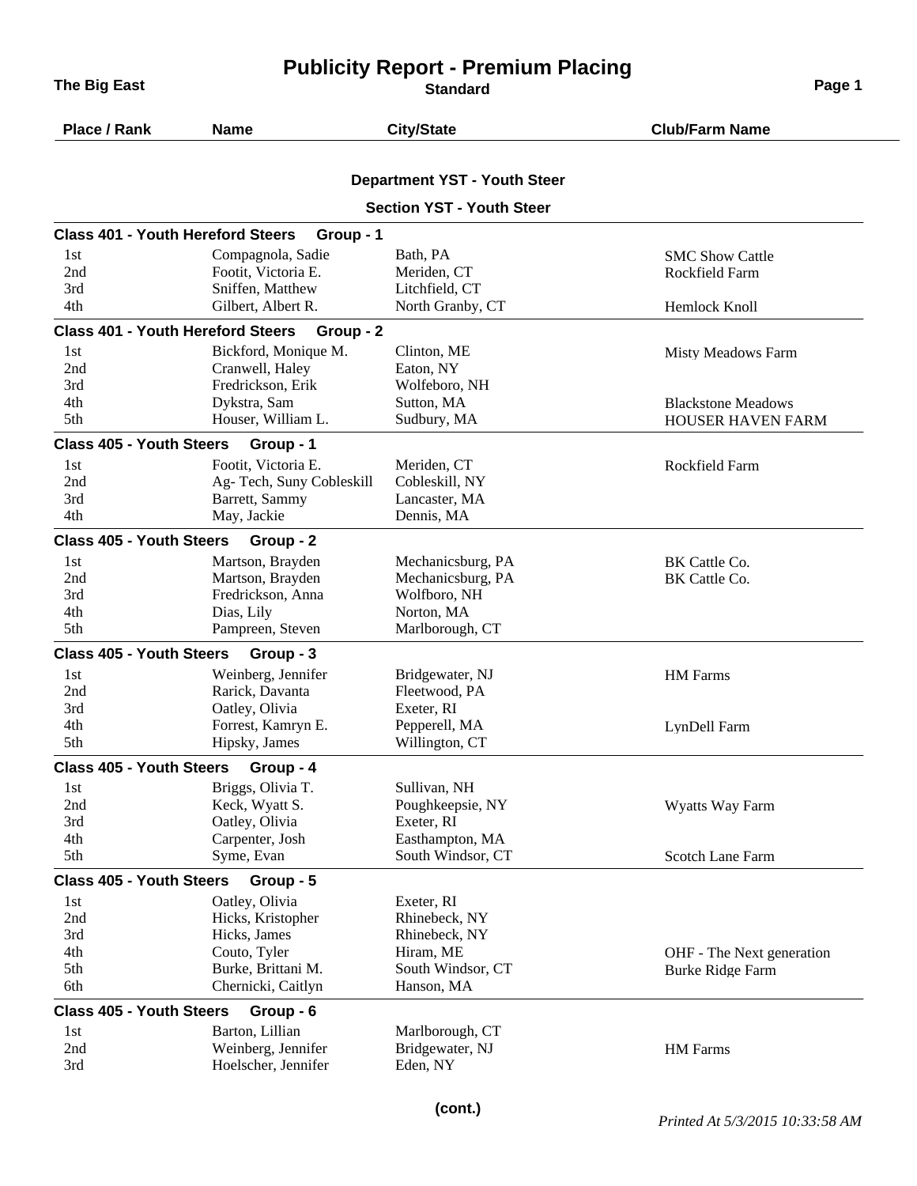# Publicity Report - Premium Placing

**The Big East** — **Standard**

## Department YST - Youth Steer

### Section YST - Youth Steer

**Class 401 - Youth Hereford Steers Group - 1**

| Place / Rank | Name | City/State | Club/Farm Name |
|---|---|---|---|
| 1st | Compagnola, Sadie | Bath, PA | SMC Show Cattle |
| 2nd | Footit, Victoria E. | Meriden, CT | Rockfield Farm |
| 3rd | Sniffen, Matthew | Litchfield, CT | |
| 4th | Gilbert, Albert R. | North Granby, CT | Hemlock Knoll |

**Class 401 - Youth Hereford Steers Group - 2**

| Place / Rank | Name | City/State | Club/Farm Name |
|---|---|---|---|
| 1st | Bickford, Monique M. | Clinton, ME | Misty Meadows Farm |
| 2nd | Cranwell, Haley | Eaton, NY | |
| 3rd | Fredrickson, Erik | Wolfeboro, NH | |
| 4th | Dykstra, Sam | Sutton, MA | Blackstone Meadows |
| 5th | Houser, William L. | Sudbury, MA | HOUSER HAVEN FARM |

**Class 405 - Youth Steers Group - 1**

| Place / Rank | Name | City/State | Club/Farm Name |
|---|---|---|---|
| 1st | Footit, Victoria E. | Meriden, CT | Rockfield Farm |
| 2nd | Ag- Tech, Suny Cobleskill | Cobleskill, NY | |
| 3rd | Barrett, Sammy | Lancaster, MA | |
| 4th | May, Jackie | Dennis, MA | |

**Class 405 - Youth Steers Group - 2**

| Place / Rank | Name | City/State | Club/Farm Name |
|---|---|---|---|
| 1st | Martson, Brayden | Mechanicsburg, PA | BK Cattle Co. |
| 2nd | Martson, Brayden | Mechanicsburg, PA | BK Cattle Co. |
| 3rd | Fredrickson, Anna | Wolfboro, NH | |
| 4th | Dias, Lily | Norton, MA | |
| 5th | Pampreen, Steven | Marlborough, CT | |

**Class 405 - Youth Steers Group - 3**

| Place / Rank | Name | City/State | Club/Farm Name |
|---|---|---|---|
| 1st | Weinberg, Jennifer | Bridgewater, NJ | HM Farms |
| 2nd | Rarick, Davanta | Fleetwood, PA | |
| 3rd | Oatley, Olivia | Exeter, RI | |
| 4th | Forrest, Kamryn E. | Pepperell, MA | LynDell Farm |
| 5th | Hipsky, James | Willington, CT | |

**Class 405 - Youth Steers Group - 4**

| Place / Rank | Name | City/State | Club/Farm Name |
|---|---|---|---|
| 1st | Briggs, Olivia T. | Sullivan, NH | |
| 2nd | Keck, Wyatt S. | Poughkeepsie, NY | Wyatts Way Farm |
| 3rd | Oatley, Olivia | Exeter, RI | |
| 4th | Carpenter, Josh | Easthampton, MA | |
| 5th | Syme, Evan | South Windsor, CT | Scotch Lane Farm |

**Class 405 - Youth Steers Group - 5**

| Place / Rank | Name | City/State | Club/Farm Name |
|---|---|---|---|
| 1st | Oatley, Olivia | Exeter, RI | |
| 2nd | Hicks, Kristopher | Rhinebeck, NY | |
| 3rd | Hicks, James | Rhinebeck, NY | |
| 4th | Couto, Tyler | Hiram, ME | OHF - The Next generation |
| 5th | Burke, Brittani M. | South Windsor, CT | Burke Ridge Farm |
| 6th | Chernicki, Caitlyn | Hanson, MA | |

**Class 405 - Youth Steers Group - 6**

| Place / Rank | Name | City/State | Club/Farm Name |
|---|---|---|---|
| 1st | Barton, Lillian | Marlborough, CT | |
| 2nd | Weinberg, Jennifer | Bridgewater, NJ | HM Farms |
| 3rd | Hoelscher, Jennifer | Eden, NY | |

(cont.)

*Printed At 5/3/2015 10:33:58 AM*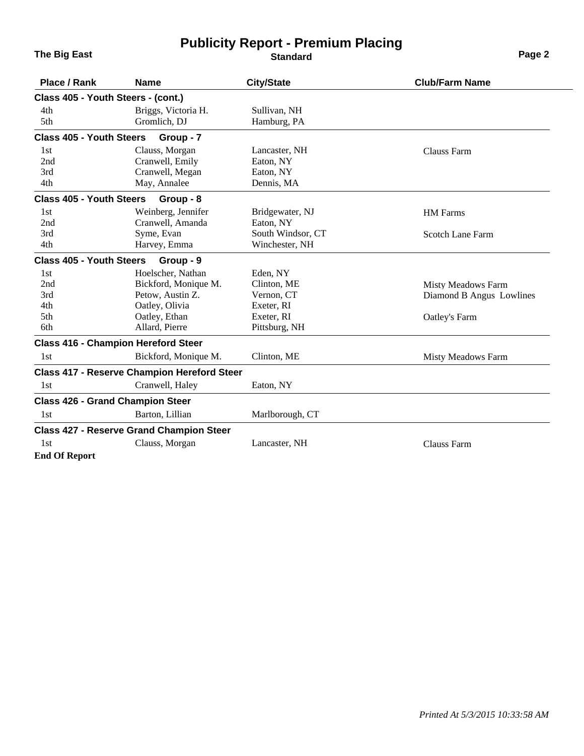# Publicity Report - Premium Placing

**Standard**

| Place / Rank | Name | City/State | Club/Farm Name |
|---|---|---|---|
| **Class 405 - Youth Steers - (cont.)** | | | |
| 4th | Briggs, Victoria H. | Sullivan, NH | |
| 5th | Gromlich, DJ | Hamburg, PA | |
| **Class 405 - Youth Steers Group - 7** | | | |
| 1st | Clauss, Morgan | Lancaster, NH | Clauss Farm |
| 2nd | Cranwell, Emily | Eaton, NY | |
| 3rd | Cranwell, Megan | Eaton, NY | |
| 4th | May, Annalee | Dennis, MA | |
| **Class 405 - Youth Steers Group - 8** | | | |
| 1st | Weinberg, Jennifer | Bridgewater, NJ | HM Farms |
| 2nd | Cranwell, Amanda | Eaton, NY | |
| 3rd | Syme, Evan | South Windsor, CT | Scotch Lane Farm |
| 4th | Harvey, Emma | Winchester, NH | |
| **Class 405 - Youth Steers Group - 9** | | | |
| 1st | Hoelscher, Nathan | Eden, NY | |
| 2nd | Bickford, Monique M. | Clinton, ME | Misty Meadows Farm |
| 3rd | Petow, Austin Z. | Vernon, CT | Diamond B Angus Lowlines |
| 4th | Oatley, Olivia | Exeter, RI | |
| 5th | Oatley, Ethan | Exeter, RI | Oatley's Farm |
| 6th | Allard, Pierre | Pittsburg, NH | |
| **Class 416 - Champion Hereford Steer** | | | |
| 1st | Bickford, Monique M. | Clinton, ME | Misty Meadows Farm |
| **Class 417 - Reserve Champion Hereford Steer** | | | |
| 1st | Cranwell, Haley | Eaton, NY | |
| **Class 426 - Grand Champion Steer** | | | |
| 1st | Barton, Lillian | Marlborough, CT | |
| **Class 427 - Reserve Grand Champion Steer** | | | |
| 1st | Clauss, Morgan | Lancaster, NH | Clauss Farm |

**End Of Report**

*Printed At 5/3/2015 10:33:58 AM*